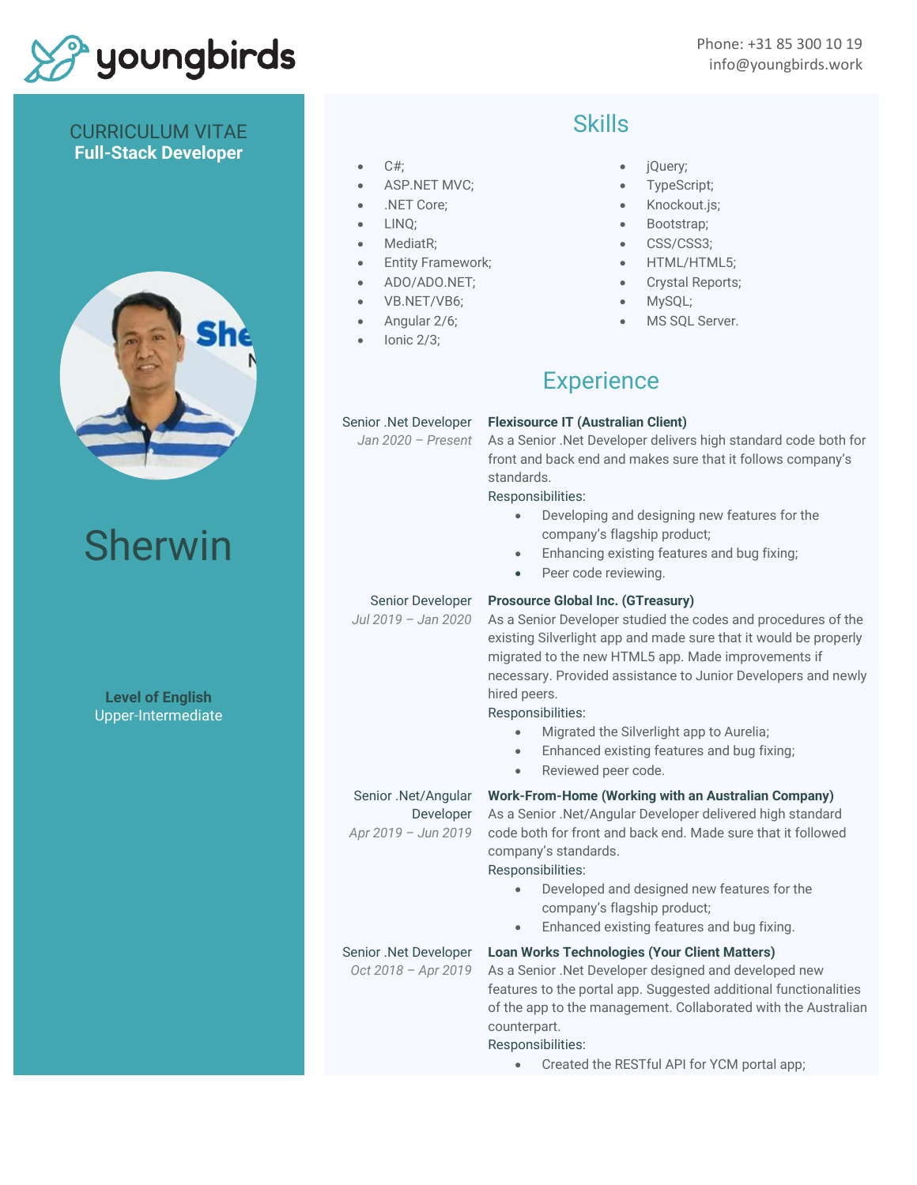youngbirds

Phone: +31 85 300 10 19
info@youngbirds.work

CURRICULUM VITAE
**Full-Stack Developer**

# Sherwin

**Level of English**
Upper-Intermediate

## Skills

- C#;
- ASP.NET MVC;
- .NET Core;
- LINQ;
- MediatR;
- Entity Framework;
- ADO/ADO.NET;
- VB.NET/VB6;
- Angular 2/6;
- Ionic 2/3;
- jQuery;
- TypeScript;
- Knockout.js;
- Bootstrap;
- CSS/CSS3;
- HTML/HTML5;
- Crystal Reports;
- MySQL;
- MS SQL Server.

## Experience

Senior .Net Developer
*Jan 2020 – Present*

**Flexisource IT (Australian Client)**
As a Senior .Net Developer delivers high standard code both for front and back end and makes sure that it follows company's standards.
Responsibilities:

- Developing and designing new features for the company's flagship product;
- Enhancing existing features and bug fixing;
- Peer code reviewing.

Senior Developer
*Jul 2019 – Jan 2020*

**Prosource Global Inc. (GTreasury)**
As a Senior Developer studied the codes and procedures of the existing Silverlight app and made sure that it would be properly migrated to the new HTML5 app. Made improvements if necessary. Provided assistance to Junior Developers and newly hired peers.
Responsibilities:

- Migrated the Silverlight app to Aurelia;
- Enhanced existing features and bug fixing;
- Reviewed peer code.

Senior .Net/Angular Developer
*Apr 2019 – Jun 2019*

**Work-From-Home (Working with an Australian Company)**
As a Senior .Net/Angular Developer delivered high standard code both for front and back end. Made sure that it followed company's standards.
Responsibilities:

- Developed and designed new features for the company's flagship product;
- Enhanced existing features and bug fixing.

Senior .Net Developer
*Oct 2018 – Apr 2019*

**Loan Works Technologies (Your Client Matters)**
As a Senior .Net Developer designed and developed new features to the portal app. Suggested additional functionalities of the app to the management. Collaborated with the Australian counterpart.
Responsibilities:

- Created the RESTful API for YCM portal app;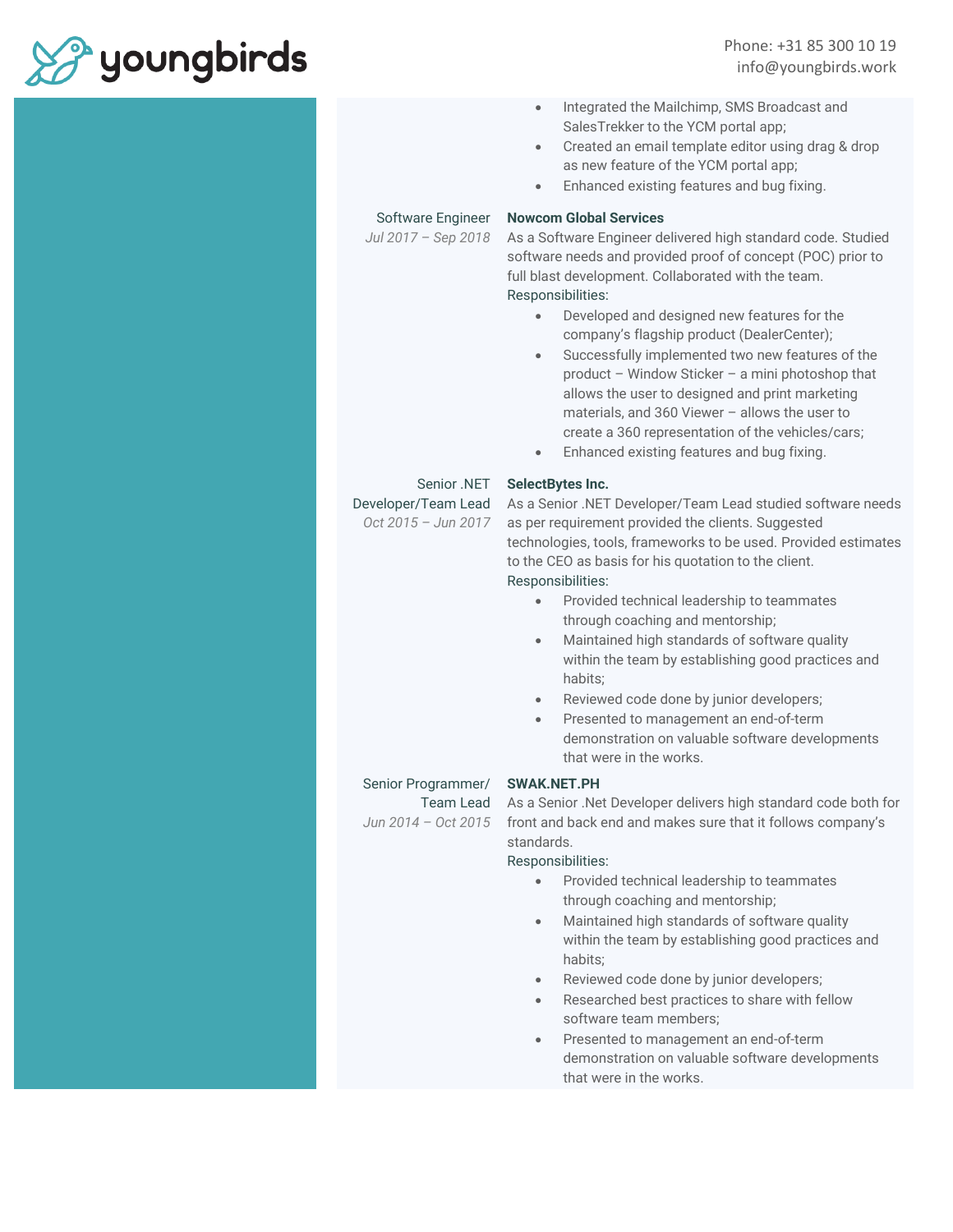- Integrated the Mailchimp, SMS Broadcast and SalesTrekker to the YCM portal app;
- Created an email template editor using drag & drop as new feature of the YCM portal app;
- Enhanced existing features and bug fixing.

Software Engineer
*Jul 2017 – Sep 2018*

**Nowcom Global Services**

As a Software Engineer delivered high standard code. Studied software needs and provided proof of concept (POC) prior to full blast development. Collaborated with the team.

Responsibilities:

- Developed and designed new features for the company's flagship product (DealerCenter);
- Successfully implemented two new features of the product – Window Sticker – a mini photoshop that allows the user to designed and print marketing materials, and 360 Viewer – allows the user to create a 360 representation of the vehicles/cars;
- Enhanced existing features and bug fixing.

Senior .NET Developer/Team Lead
*Oct 2015 – Jun 2017*

**SelectBytes Inc.**

As a Senior .NET Developer/Team Lead studied software needs as per requirement provided the clients. Suggested technologies, tools, frameworks to be used. Provided estimates to the CEO as basis for his quotation to the client.

Responsibilities:

- Provided technical leadership to teammates through coaching and mentorship;
- Maintained high standards of software quality within the team by establishing good practices and habits;
- Reviewed code done by junior developers;
- Presented to management an end-of-term demonstration on valuable software developments that were in the works.

Senior Programmer/ Team Lead
*Jun 2014 – Oct 2015*

**SWAK.NET.PH**

As a Senior .Net Developer delivers high standard code both for front and back end and makes sure that it follows company's standards.

Responsibilities:

- Provided technical leadership to teammates through coaching and mentorship;
- Maintained high standards of software quality within the team by establishing good practices and habits;
- Reviewed code done by junior developers;
- Researched best practices to share with fellow software team members;
- Presented to management an end-of-term demonstration on valuable software developments that were in the works.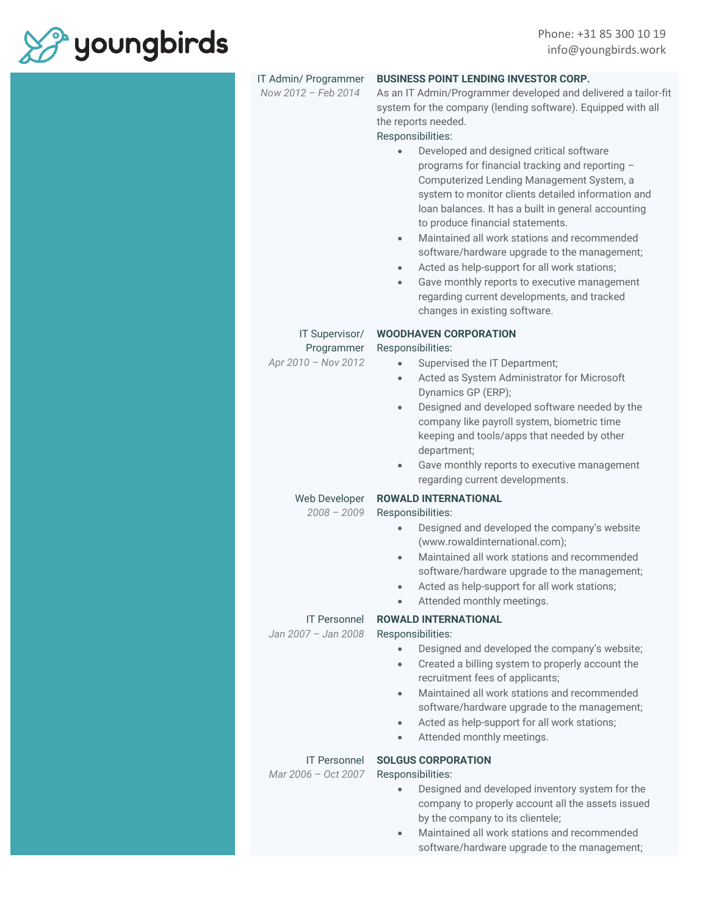**IT Admin/ Programmer**
*Now 2012 – Feb 2014*

**BUSINESS POINT LENDING INVESTOR CORP.**

As an IT Admin/Programmer developed and delivered a tailor-fit system for the company (lending software). Equipped with all the reports needed.

Responsibilities:

- Developed and designed critical software programs for financial tracking and reporting – Computerized Lending Management System, a system to monitor clients detailed information and loan balances. It has a built in general accounting to produce financial statements.
- Maintained all work stations and recommended software/hardware upgrade to the management;
- Acted as help-support for all work stations;
- Gave monthly reports to executive management regarding current developments, and tracked changes in existing software.

**IT Supervisor/ Programmer**
*Apr 2010 – Nov 2012*

**WOODHAVEN CORPORATION**

Responsibilities:

- Supervised the IT Department;
- Acted as System Administrator for Microsoft Dynamics GP (ERP);
- Designed and developed software needed by the company like payroll system, biometric time keeping and tools/apps that needed by other department;
- Gave monthly reports to executive management regarding current developments.

**Web Developer**
*2008 – 2009*

**ROWALD INTERNATIONAL**

Responsibilities:

- Designed and developed the company's website (www.rowaldinternational.com);
- Maintained all work stations and recommended software/hardware upgrade to the management;
- Acted as help-support for all work stations;
- Attended monthly meetings.

**IT Personnel**
*Jan 2007 – Jan 2008*

**ROWALD INTERNATIONAL**

Responsibilities:

- Designed and developed the company's website;
- Created a billing system to properly account the recruitment fees of applicants;
- Maintained all work stations and recommended software/hardware upgrade to the management;
- Acted as help-support for all work stations;
- Attended monthly meetings.

**IT Personnel**
*Mar 2006 – Oct 2007*

**SOLGUS CORPORATION**

Responsibilities:

- Designed and developed inventory system for the company to properly account all the assets issued by the company to its clientele;
- Maintained all work stations and recommended software/hardware upgrade to the management;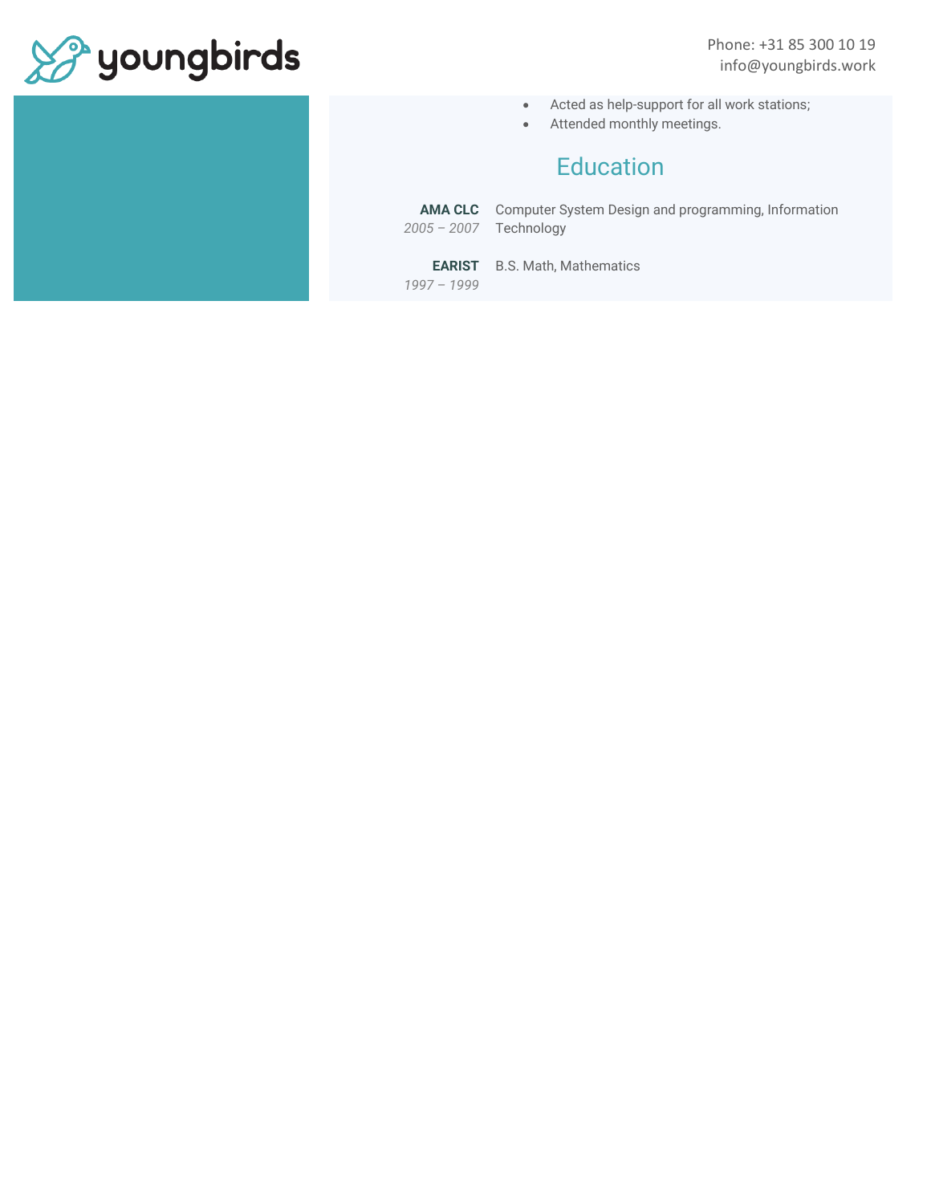- Acted as help-support for all work stations;
- Attended monthly meetings.

## Education

**AMA CLC**
*2005 – 2007*
Computer System Design and programming, Information Technology

**EARIST**
*1997 – 1999*
B.S. Math, Mathematics